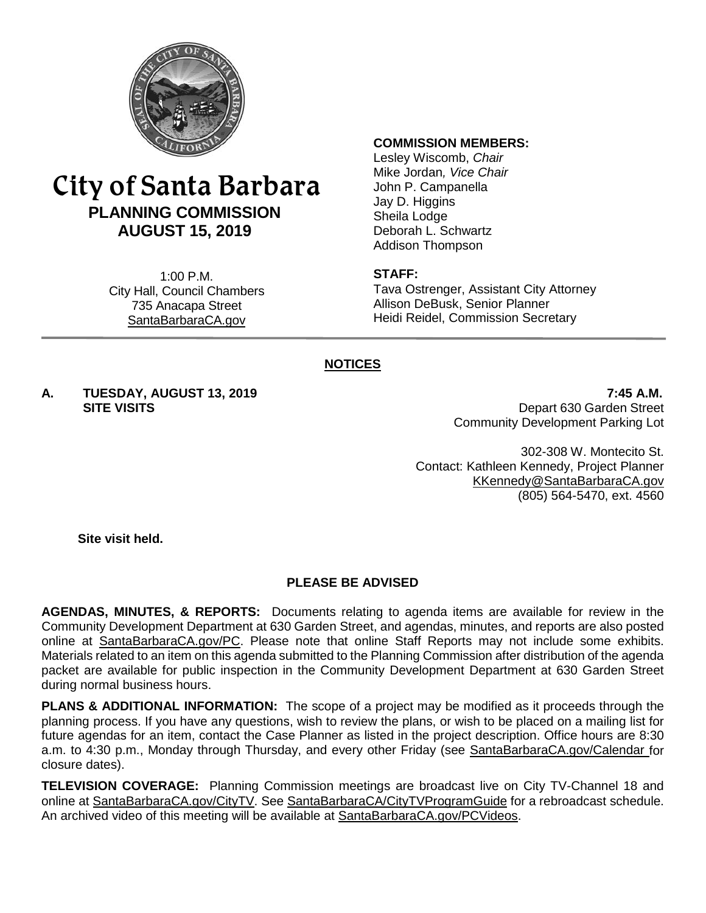# City of Santa Barbara

## PLANNING COMMISSION

## AUGUST 15, 2019

1:00 P.M.
City Hall, Council Chambers
735 Anacapa Street
SantaBarbaraCA.gov

**COMMISSION MEMBERS:**
Lesley Wiscomb, *Chair*
Mike Jordan*, Vice Chair*
John P. Campanella
Jay D. Higgins
Sheila Lodge
Deborah L. Schwartz
Addison Thompson

**STAFF:**
Tava Ostrenger, Assistant City Attorney
Allison DeBusk, Senior Planner
Heidi Reidel, Commission Secretary

## NOTICES

**A. TUESDAY, AUGUST 13, 2019 — 7:45 A.M.**
**SITE VISITS**

Depart 630 Garden Street
Community Development Parking Lot

302-308 W. Montecito St.
Contact: Kathleen Kennedy, Project Planner
KKennedy@SantaBarbaraCA.gov
(805) 564-5470, ext. 4560

**Site visit held.**

### PLEASE BE ADVISED

**AGENDAS, MINUTES, & REPORTS:** Documents relating to agenda items are available for review in the Community Development Department at 630 Garden Street, and agendas, minutes, and reports are also posted online at SantaBarbaraCA.gov/PC. Please note that online Staff Reports may not include some exhibits. Materials related to an item on this agenda submitted to the Planning Commission after distribution of the agenda packet are available for public inspection in the Community Development Department at 630 Garden Street during normal business hours.

**PLANS & ADDITIONAL INFORMATION:** The scope of a project may be modified as it proceeds through the planning process. If you have any questions, wish to review the plans, or wish to be placed on a mailing list for future agendas for an item, contact the Case Planner as listed in the project description. Office hours are 8:30 a.m. to 4:30 p.m., Monday through Thursday, and every other Friday (see SantaBarbaraCA.gov/Calendar for closure dates).

**TELEVISION COVERAGE:** Planning Commission meetings are broadcast live on City TV-Channel 18 and online at SantaBarbaraCA.gov/CityTV. See SantaBarbaraCA/CityTVProgramGuide for a rebroadcast schedule. An archived video of this meeting will be available at SantaBarbaraCA.gov/PCVideos.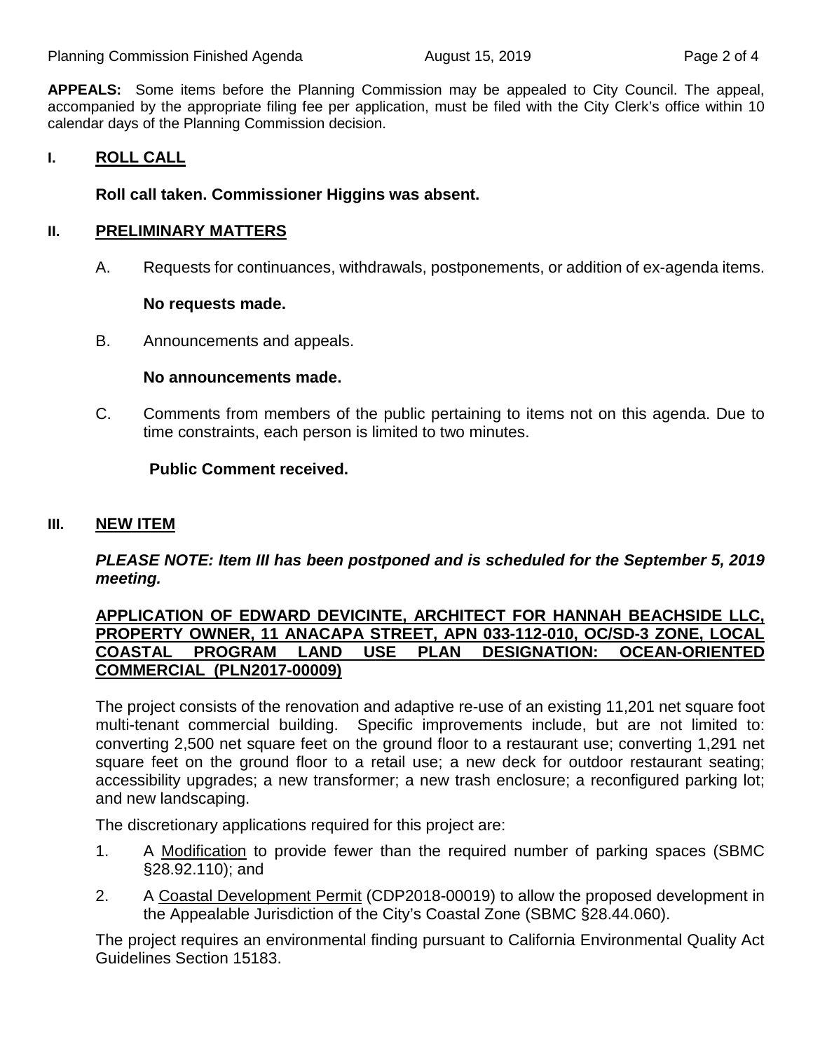**APPEALS:** Some items before the Planning Commission may be appealed to City Council. The appeal, accompanied by the appropriate filing fee per application, must be filed with the City Clerk's office within 10 calendar days of the Planning Commission decision.

## I. ROLL CALL

**Roll call taken. Commissioner Higgins was absent.**

## II. PRELIMINARY MATTERS

A. Requests for continuances, withdrawals, postponements, or addition of ex-agenda items.

**No requests made.**

B. Announcements and appeals.

**No announcements made.**

C. Comments from members of the public pertaining to items not on this agenda. Due to time constraints, each person is limited to two minutes.

**Public Comment received.**

## III. NEW ITEM

***PLEASE NOTE: Item III has been postponed and is scheduled for the September 5, 2019 meeting.***

**APPLICATION OF EDWARD DEVICINTE, ARCHITECT FOR HANNAH BEACHSIDE LLC, PROPERTY OWNER, 11 ANACAPA STREET, APN 033-112-010, OC/SD-3 ZONE, LOCAL COASTAL PROGRAM LAND USE PLAN DESIGNATION: OCEAN-ORIENTED COMMERCIAL (PLN2017-00009)**

The project consists of the renovation and adaptive re-use of an existing 11,201 net square foot multi-tenant commercial building. Specific improvements include, but are not limited to: converting 2,500 net square feet on the ground floor to a restaurant use; converting 1,291 net square feet on the ground floor to a retail use; a new deck for outdoor restaurant seating; accessibility upgrades; a new transformer; a new trash enclosure; a reconfigured parking lot; and new landscaping.

The discretionary applications required for this project are:

1. A Modification to provide fewer than the required number of parking spaces (SBMC §28.92.110); and
2. A Coastal Development Permit (CDP2018-00019) to allow the proposed development in the Appealable Jurisdiction of the City's Coastal Zone (SBMC §28.44.060).

The project requires an environmental finding pursuant to California Environmental Quality Act Guidelines Section 15183.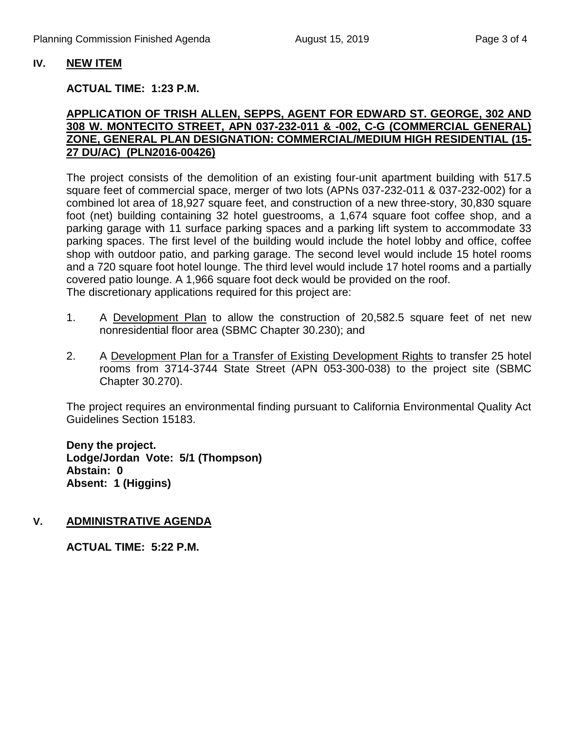## IV. NEW ITEM

**ACTUAL TIME: 1:23 P.M.**

**APPLICATION OF TRISH ALLEN, SEPPS, AGENT FOR EDWARD ST. GEORGE, 302 AND 308 W. MONTECITO STREET, APN 037-232-011 & -002, C-G (COMMERCIAL GENERAL) ZONE, GENERAL PLAN DESIGNATION: COMMERCIAL/MEDIUM HIGH RESIDENTIAL (15-27 DU/AC) (PLN2016-00426)**

The project consists of the demolition of an existing four-unit apartment building with 517.5 square feet of commercial space, merger of two lots (APNs 037-232-011 & 037-232-002) for a combined lot area of 18,927 square feet, and construction of a new three-story, 30,830 square foot (net) building containing 32 hotel guestrooms, a 1,674 square foot coffee shop, and a parking garage with 11 surface parking spaces and a parking lift system to accommodate 33 parking spaces. The first level of the building would include the hotel lobby and office, coffee shop with outdoor patio, and parking garage. The second level would include 15 hotel rooms and a 720 square foot hotel lounge. The third level would include 17 hotel rooms and a partially covered patio lounge. A 1,966 square foot deck would be provided on the roof.
The discretionary applications required for this project are:

1. A Development Plan to allow the construction of 20,582.5 square feet of net new nonresidential floor area (SBMC Chapter 30.230); and

2. A Development Plan for a Transfer of Existing Development Rights to transfer 25 hotel rooms from 3714-3744 State Street (APN 053-300-038) to the project site (SBMC Chapter 30.270).

The project requires an environmental finding pursuant to California Environmental Quality Act Guidelines Section 15183.

**Deny the project.**
**Lodge/Jordan Vote: 5/1 (Thompson)**
**Abstain: 0**
**Absent: 1 (Higgins)**

## V. ADMINISTRATIVE AGENDA

**ACTUAL TIME: 5:22 P.M.**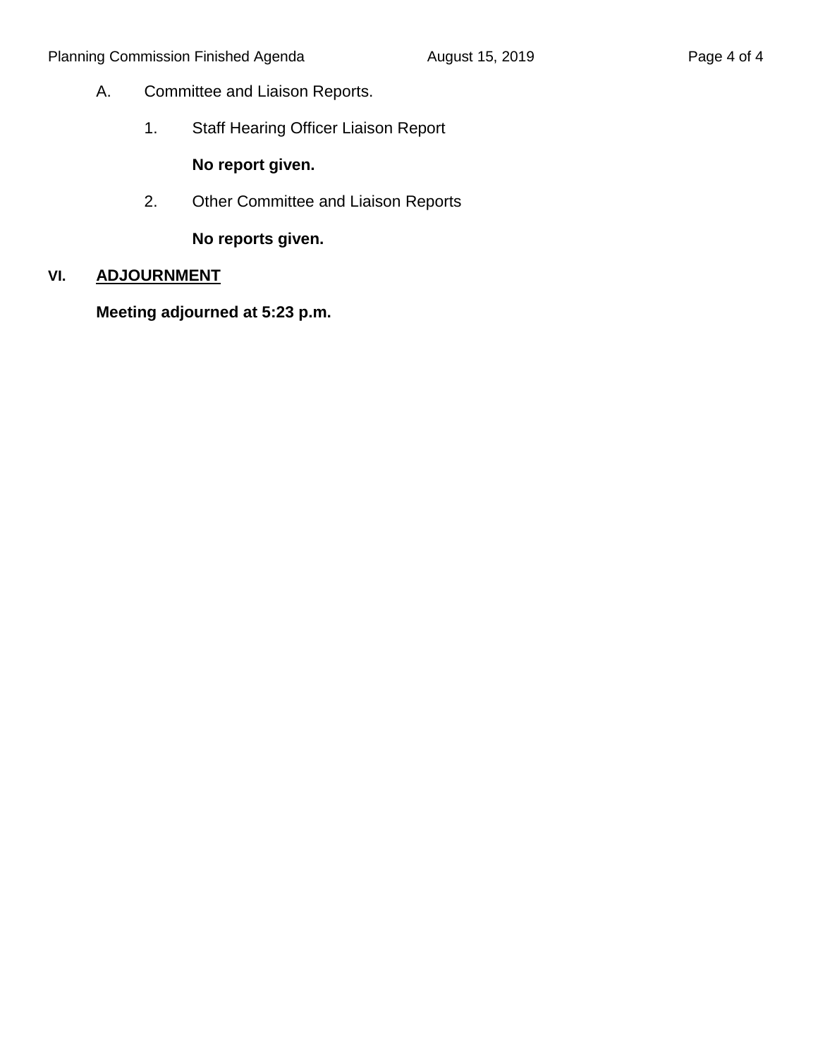A. Committee and Liaison Reports.

1. Staff Hearing Officer Liaison Report

   **No report given.**

2. Other Committee and Liaison Reports

   **No reports given.**

## VI. ADJOURNMENT

**Meeting adjourned at 5:23 p.m.**